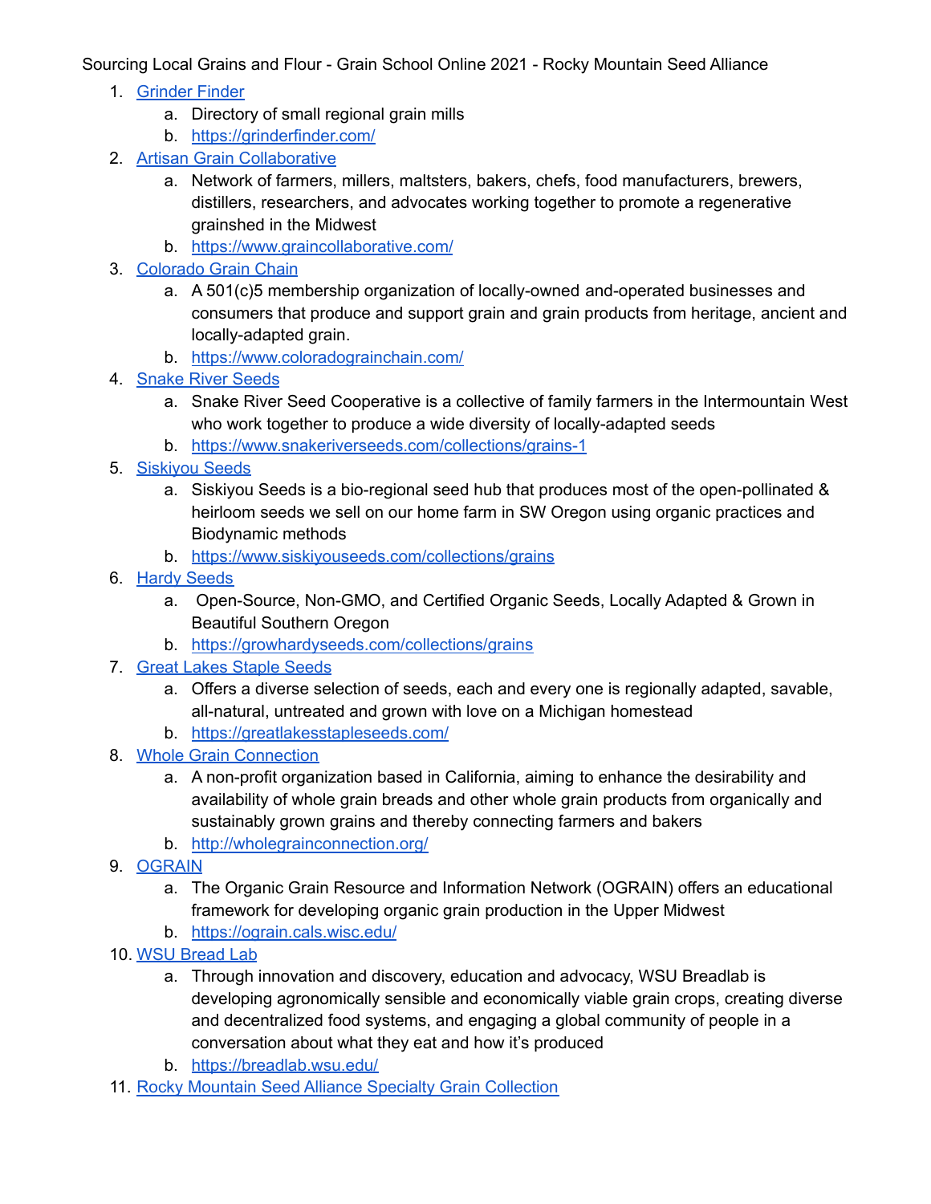Sourcing Local Grains and Flour - Grain School Online 2021 - Rocky Mountain Seed Alliance

1. Grinder Finder
    a. Directory of small regional grain mills
    b. https://grinderfinder.com/
2. Artisan Grain Collaborative
    a. Network of farmers, millers, maltsters, bakers, chefs, food manufacturers, brewers, distillers, researchers, and advocates working together to promote a regenerative grainshed in the Midwest
    b. https://www.graincollaborative.com/
3. Colorado Grain Chain
    a. A 501(c)5 membership organization of locally-owned and-operated businesses and consumers that produce and support grain and grain products from heritage, ancient and locally-adapted grain.
    b. https://www.coloradograinchain.com/
4. Snake River Seeds
    a. Snake River Seed Cooperative is a collective of family farmers in the Intermountain West who work together to produce a wide diversity of locally-adapted seeds
    b. https://www.snakeriverseeds.com/collections/grains-1
5. Siskiyou Seeds
    a. Siskiyou Seeds is a bio-regional seed hub that produces most of the open-pollinated & heirloom seeds we sell on our home farm in SW Oregon using organic practices and Biodynamic methods
    b. https://www.siskiyouseeds.com/collections/grains
6. Hardy Seeds
    a. Open-Source, Non-GMO, and Certified Organic Seeds, Locally Adapted & Grown in Beautiful Southern Oregon
    b. https://growhardyseeds.com/collections/grains
7. Great Lakes Staple Seeds
    a. Offers a diverse selection of seeds, each and every one is regionally adapted, savable, all-natural, untreated and grown with love on a Michigan homestead
    b. https://greatlakesstapleseeds.com/
8. Whole Grain Connection
    a. A non-profit organization based in California, aiming to enhance the desirability and availability of whole grain breads and other whole grain products from organically and sustainably grown grains and thereby connecting farmers and bakers
    b. http://wholegrainconnection.org/
9. OGRAIN
    a. The Organic Grain Resource and Information Network (OGRAIN) offers an educational framework for developing organic grain production in the Upper Midwest
    b. https://ograin.cals.wisc.edu/
10. WSU Bread Lab
    a. Through innovation and discovery, education and advocacy, WSU Breadlab is developing agronomically sensible and economically viable grain crops, creating diverse and decentralized food systems, and engaging a global community of people in a conversation about what they eat and how it's produced
    b. https://breadlab.wsu.edu/
11. Rocky Mountain Seed Alliance Specialty Grain Collection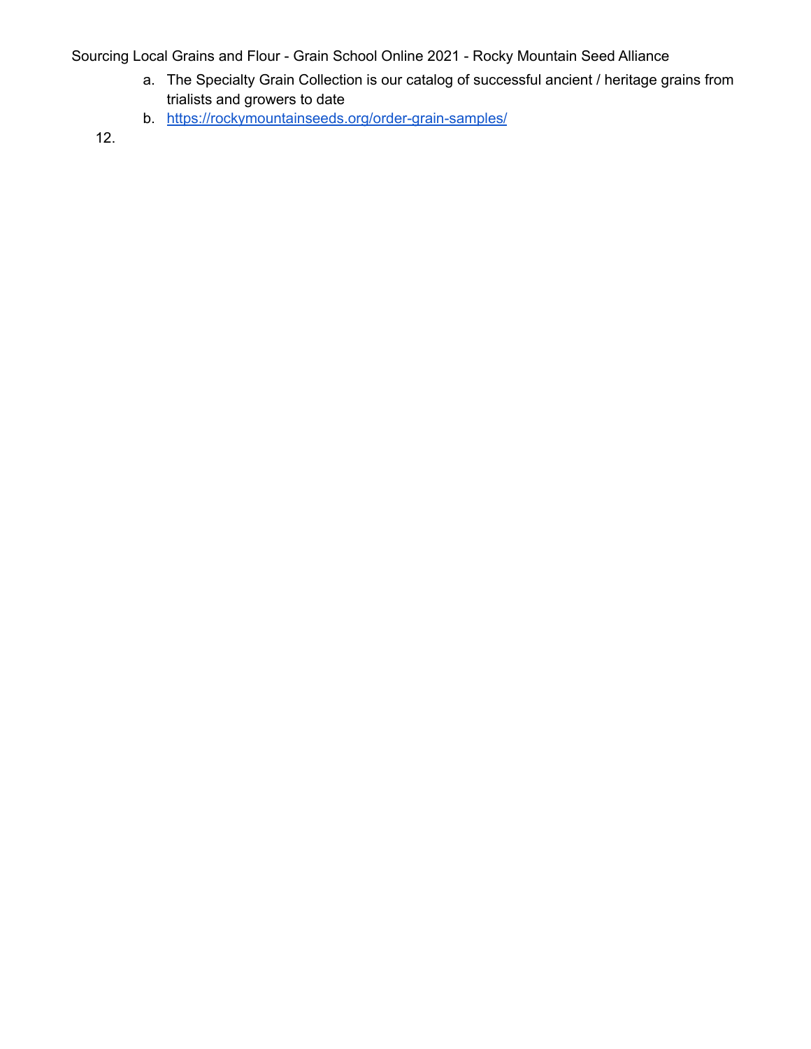a. The Specialty Grain Collection is our catalog of successful ancient / heritage grains from trialists and growers to date
   b. https://rockymountainseeds.org/order-grain-samples/

12.